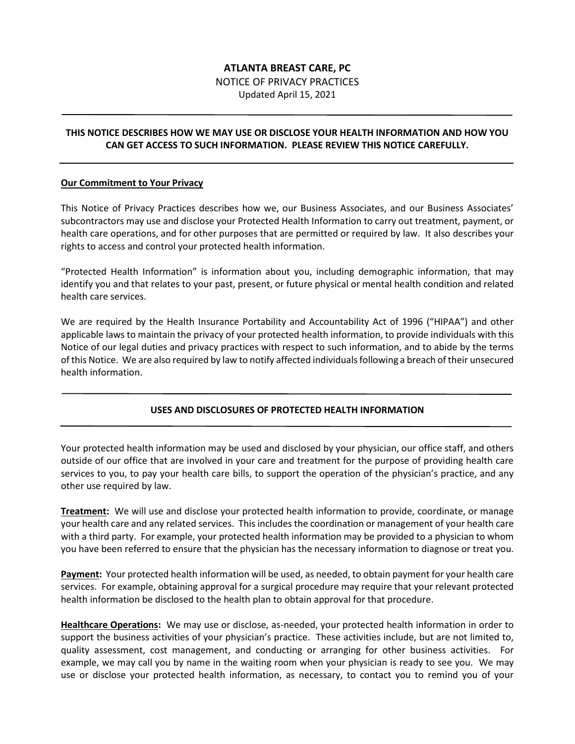# ATLANTA BREAST CARE, PC

NOTICE OF PRIVACY PRACTICES

Updated April 15, 2021

---

**THIS NOTICE DESCRIBES HOW WE MAY USE OR DISCLOSE YOUR HEALTH INFORMATION AND HOW YOU CAN GET ACCESS TO SUCH INFORMATION. PLEASE REVIEW THIS NOTICE CAREFULLY.**

---

**Our Commitment to Your Privacy**

This Notice of Privacy Practices describes how we, our Business Associates, and our Business Associates' subcontractors may use and disclose your Protected Health Information to carry out treatment, payment, or health care operations, and for other purposes that are permitted or required by law. It also describes your rights to access and control your protected health information.

"Protected Health Information" is information about you, including demographic information, that may identify you and that relates to your past, present, or future physical or mental health condition and related health care services.

We are required by the Health Insurance Portability and Accountability Act of 1996 ("HIPAA") and other applicable laws to maintain the privacy of your protected health information, to provide individuals with this Notice of our legal duties and privacy practices with respect to such information, and to abide by the terms of this Notice. We are also required by law to notify affected individuals following a breach of their unsecured health information.

---

## USES AND DISCLOSURES OF PROTECTED HEALTH INFORMATION

---

Your protected health information may be used and disclosed by your physician, our office staff, and others outside of our office that are involved in your care and treatment for the purpose of providing health care services to you, to pay your health care bills, to support the operation of the physician's practice, and any other use required by law.

**Treatment:** We will use and disclose your protected health information to provide, coordinate, or manage your health care and any related services. This includes the coordination or management of your health care with a third party. For example, your protected health information may be provided to a physician to whom you have been referred to ensure that the physician has the necessary information to diagnose or treat you.

**Payment:** Your protected health information will be used, as needed, to obtain payment for your health care services. For example, obtaining approval for a surgical procedure may require that your relevant protected health information be disclosed to the health plan to obtain approval for that procedure.

**Healthcare Operations:** We may use or disclose, as-needed, your protected health information in order to support the business activities of your physician's practice. These activities include, but are not limited to, quality assessment, cost management, and conducting or arranging for other business activities. For example, we may call you by name in the waiting room when your physician is ready to see you. We may use or disclose your protected health information, as necessary, to contact you to remind you of your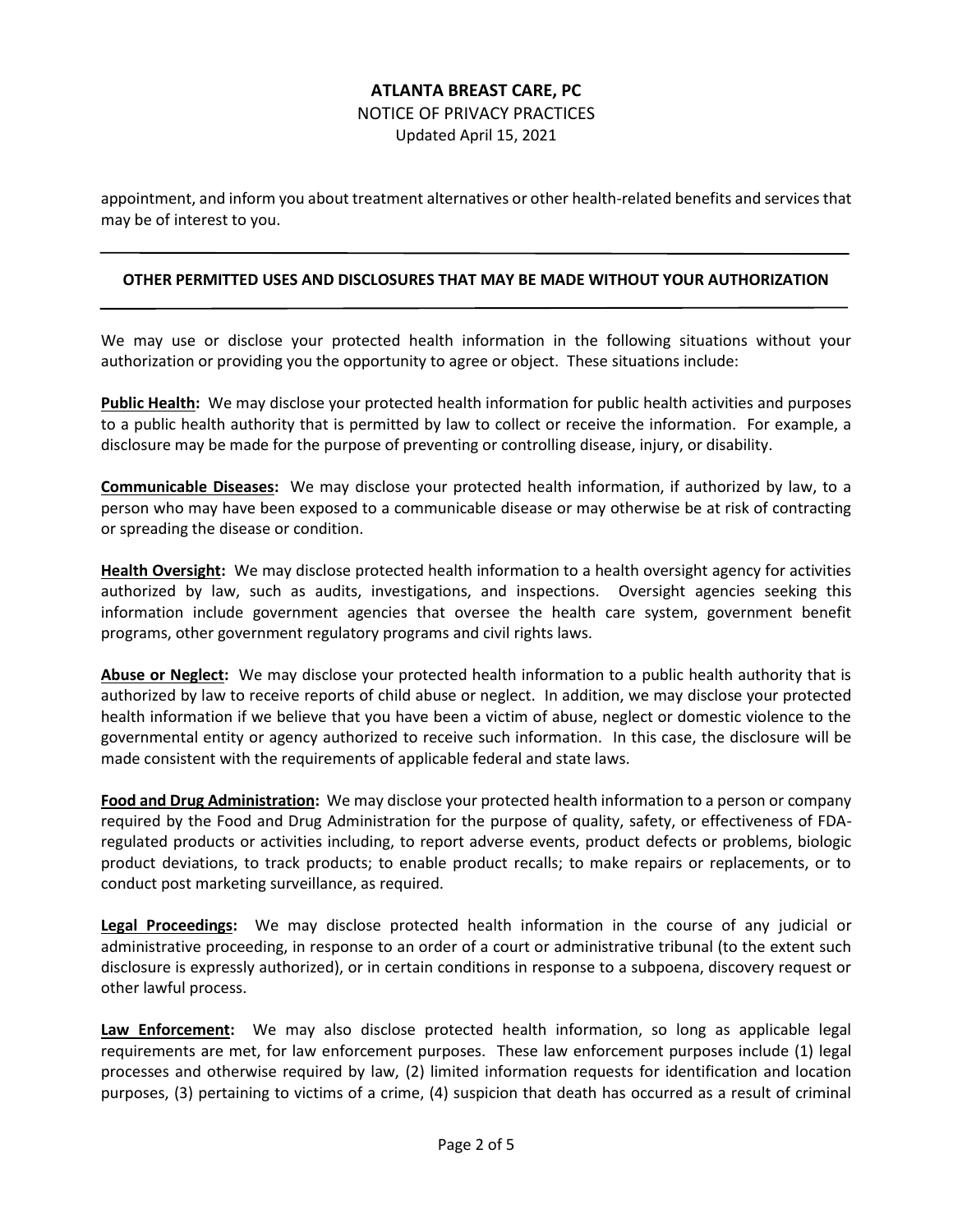appointment, and inform you about treatment alternatives or other health-related benefits and services that may be of interest to you.

## OTHER PERMITTED USES AND DISCLOSURES THAT MAY BE MADE WITHOUT YOUR AUTHORIZATION

We may use or disclose your protected health information in the following situations without your authorization or providing you the opportunity to agree or object. These situations include:

**Public Health:** We may disclose your protected health information for public health activities and purposes to a public health authority that is permitted by law to collect or receive the information. For example, a disclosure may be made for the purpose of preventing or controlling disease, injury, or disability.

**Communicable Diseases:** We may disclose your protected health information, if authorized by law, to a person who may have been exposed to a communicable disease or may otherwise be at risk of contracting or spreading the disease or condition.

**Health Oversight:** We may disclose protected health information to a health oversight agency for activities authorized by law, such as audits, investigations, and inspections. Oversight agencies seeking this information include government agencies that oversee the health care system, government benefit programs, other government regulatory programs and civil rights laws.

**Abuse or Neglect:** We may disclose your protected health information to a public health authority that is authorized by law to receive reports of child abuse or neglect. In addition, we may disclose your protected health information if we believe that you have been a victim of abuse, neglect or domestic violence to the governmental entity or agency authorized to receive such information. In this case, the disclosure will be made consistent with the requirements of applicable federal and state laws.

**Food and Drug Administration:** We may disclose your protected health information to a person or company required by the Food and Drug Administration for the purpose of quality, safety, or effectiveness of FDA-regulated products or activities including, to report adverse events, product defects or problems, biologic product deviations, to track products; to enable product recalls; to make repairs or replacements, or to conduct post marketing surveillance, as required.

**Legal Proceedings:** We may disclose protected health information in the course of any judicial or administrative proceeding, in response to an order of a court or administrative tribunal (to the extent such disclosure is expressly authorized), or in certain conditions in response to a subpoena, discovery request or other lawful process.

**Law Enforcement:** We may also disclose protected health information, so long as applicable legal requirements are met, for law enforcement purposes. These law enforcement purposes include (1) legal processes and otherwise required by law, (2) limited information requests for identification and location purposes, (3) pertaining to victims of a crime, (4) suspicion that death has occurred as a result of criminal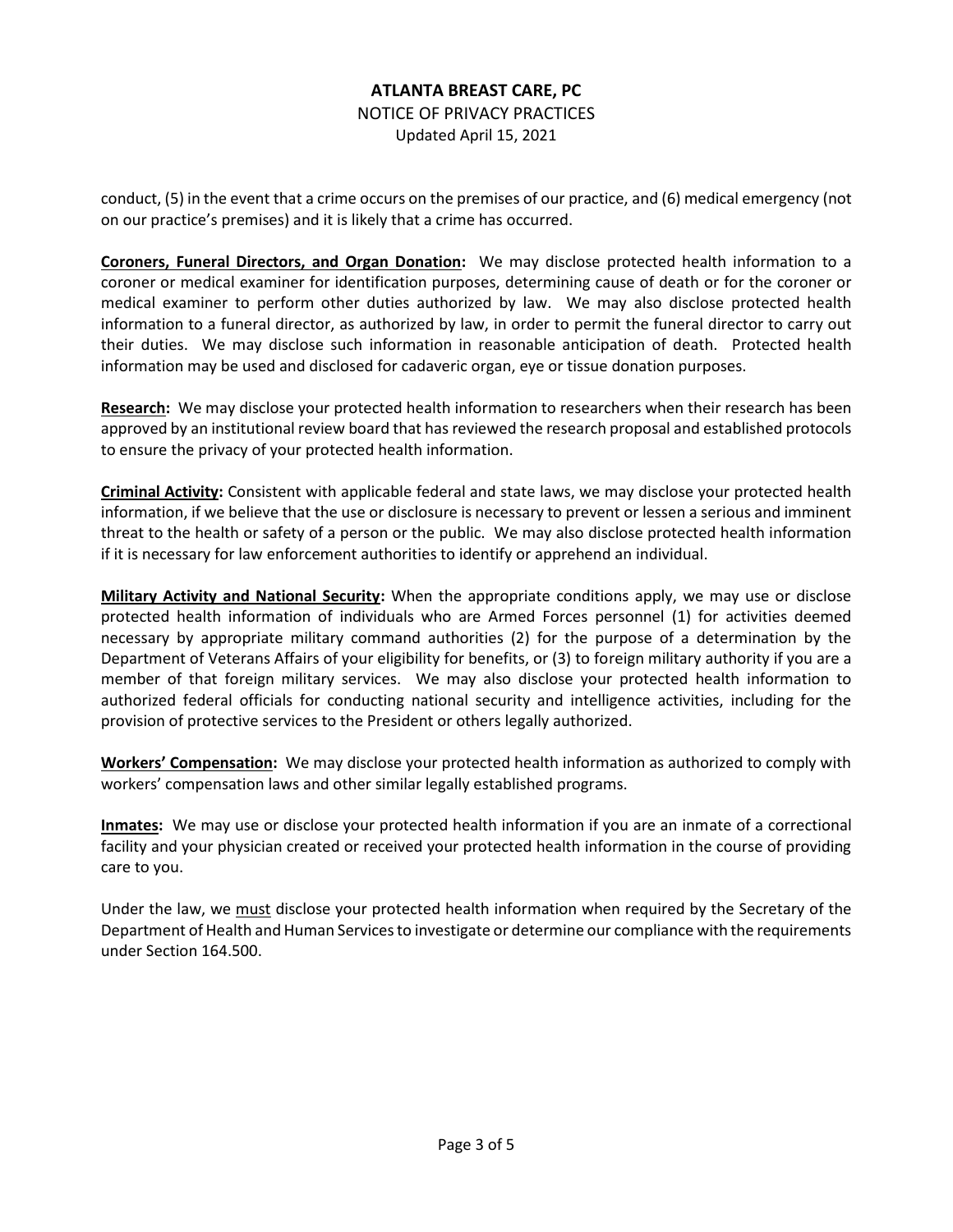conduct, (5) in the event that a crime occurs on the premises of our practice, and (6) medical emergency (not on our practice's premises) and it is likely that a crime has occurred.

**Coroners, Funeral Directors, and Organ Donation:** We may disclose protected health information to a coroner or medical examiner for identification purposes, determining cause of death or for the coroner or medical examiner to perform other duties authorized by law. We may also disclose protected health information to a funeral director, as authorized by law, in order to permit the funeral director to carry out their duties. We may disclose such information in reasonable anticipation of death. Protected health information may be used and disclosed for cadaveric organ, eye or tissue donation purposes.

**Research:** We may disclose your protected health information to researchers when their research has been approved by an institutional review board that has reviewed the research proposal and established protocols to ensure the privacy of your protected health information.

**Criminal Activity:** Consistent with applicable federal and state laws, we may disclose your protected health information, if we believe that the use or disclosure is necessary to prevent or lessen a serious and imminent threat to the health or safety of a person or the public. We may also disclose protected health information if it is necessary for law enforcement authorities to identify or apprehend an individual.

**Military Activity and National Security:** When the appropriate conditions apply, we may use or disclose protected health information of individuals who are Armed Forces personnel (1) for activities deemed necessary by appropriate military command authorities (2) for the purpose of a determination by the Department of Veterans Affairs of your eligibility for benefits, or (3) to foreign military authority if you are a member of that foreign military services. We may also disclose your protected health information to authorized federal officials for conducting national security and intelligence activities, including for the provision of protective services to the President or others legally authorized.

**Workers' Compensation:** We may disclose your protected health information as authorized to comply with workers' compensation laws and other similar legally established programs.

**Inmates:** We may use or disclose your protected health information if you are an inmate of a correctional facility and your physician created or received your protected health information in the course of providing care to you.

Under the law, we must disclose your protected health information when required by the Secretary of the Department of Health and Human Services to investigate or determine our compliance with the requirements under Section 164.500.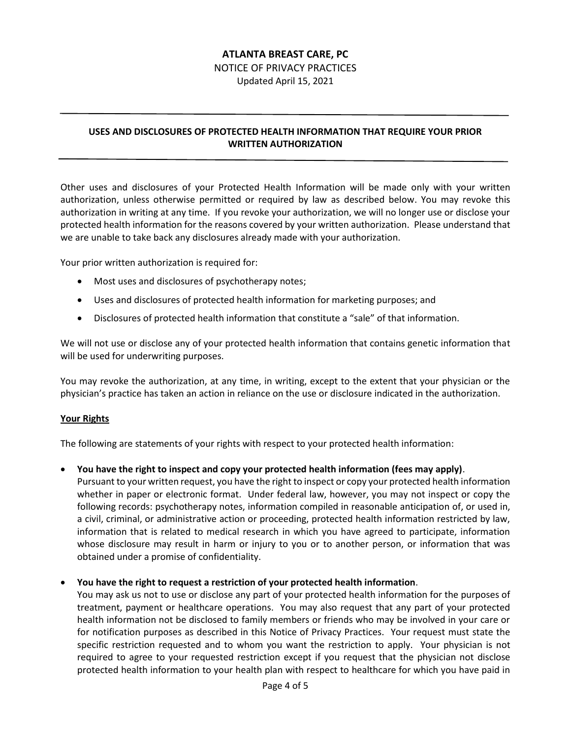# ATLANTA BREAST CARE, PC

NOTICE OF PRIVACY PRACTICES

Updated April 15, 2021

---

## USES AND DISCLOSURES OF PROTECTED HEALTH INFORMATION THAT REQUIRE YOUR PRIOR WRITTEN AUTHORIZATION

---

Other uses and disclosures of your Protected Health Information will be made only with your written authorization, unless otherwise permitted or required by law as described below. You may revoke this authorization in writing at any time. If you revoke your authorization, we will no longer use or disclose your protected health information for the reasons covered by your written authorization. Please understand that we are unable to take back any disclosures already made with your authorization.

Your prior written authorization is required for:

- Most uses and disclosures of psychotherapy notes;
- Uses and disclosures of protected health information for marketing purposes; and
- Disclosures of protected health information that constitute a "sale" of that information.

We will not use or disclose any of your protected health information that contains genetic information that will be used for underwriting purposes.

You may revoke the authorization, at any time, in writing, except to the extent that your physician or the physician's practice has taken an action in reliance on the use or disclosure indicated in the authorization.

**<u>Your Rights</u>**

The following are statements of your rights with respect to your protected health information:

- **You have the right to inspect and copy your protected health information (fees may apply)**.
  Pursuant to your written request, you have the right to inspect or copy your protected health information whether in paper or electronic format. Under federal law, however, you may not inspect or copy the following records: psychotherapy notes, information compiled in reasonable anticipation of, or used in, a civil, criminal, or administrative action or proceeding, protected health information restricted by law, information that is related to medical research in which you have agreed to participate, information whose disclosure may result in harm or injury to you or to another person, or information that was obtained under a promise of confidentiality.

- **You have the right to request a restriction of your protected health information**.
  You may ask us not to use or disclose any part of your protected health information for the purposes of treatment, payment or healthcare operations. You may also request that any part of your protected health information not be disclosed to family members or friends who may be involved in your care or for notification purposes as described in this Notice of Privacy Practices. Your request must state the specific restriction requested and to whom you want the restriction to apply. Your physician is not required to agree to your requested restriction except if you request that the physician not disclose protected health information to your health plan with respect to healthcare for which you have paid in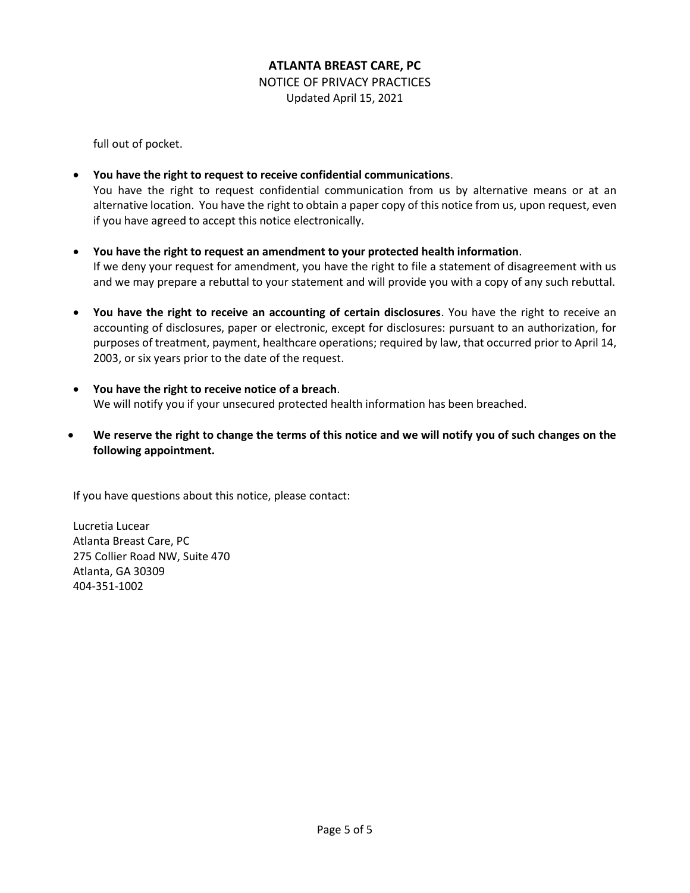full out of pocket.

- **You have the right to request to receive confidential communications**.
  You have the right to request confidential communication from us by alternative means or at an alternative location. You have the right to obtain a paper copy of this notice from us, upon request, even if you have agreed to accept this notice electronically.

- **You have the right to request an amendment to your protected health information**.
  If we deny your request for amendment, you have the right to file a statement of disagreement with us and we may prepare a rebuttal to your statement and will provide you with a copy of any such rebuttal.

- **You have the right to receive an accounting of certain disclosures**. You have the right to receive an accounting of disclosures, paper or electronic, except for disclosures: pursuant to an authorization, for purposes of treatment, payment, healthcare operations; required by law, that occurred prior to April 14, 2003, or six years prior to the date of the request.

- **You have the right to receive notice of a breach**.
  We will notify you if your unsecured protected health information has been breached.

- **We reserve the right to change the terms of this notice and we will notify you of such changes on the following appointment.**

If you have questions about this notice, please contact:

Lucretia Lucear
Atlanta Breast Care, PC
275 Collier Road NW, Suite 470
Atlanta, GA 30309
404-351-1002